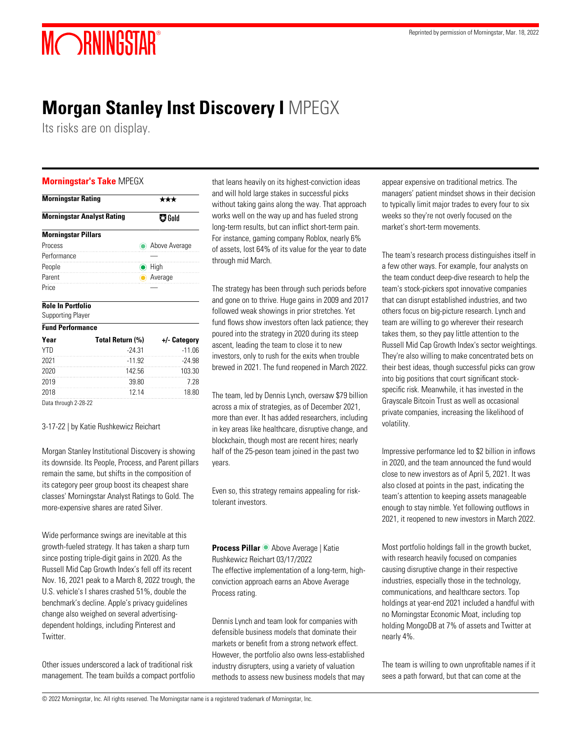Reprinted by permission of Morningstar, Mar. 18, 2022

# Morgan Stanley Inst Discovery I MPEGX

Its risks are on display.

## Morningstar's Take MPEGX

| Morningstar Rating | ★★★ |
|---|---|
| **Morningstar Analyst Rating** | Gold |

| Morningstar Pillars | |
|---|---|
| Process | Above Average |
| Performance | — |
| People | High |
| Parent | Average |
| Price | — |

**Role In Portfolio**
Supporting Player

**Fund Performance**

| Year | Total Return (%) | +/- Category |
|---|---|---|
| YTD | -24.31 | -11.06 |
| 2021 | -11.92 | -24.98 |
| 2020 | 142.56 | 103.30 |
| 2019 | 39.80 | 7.28 |
| 2018 | 12.14 | 18.80 |

Data through 2-28-22

3-17-22 | by Katie Rushkewicz Reichart

Morgan Stanley Institutional Discovery is showing its downside. Its People, Process, and Parent pillars remain the same, but shifts in the composition of its category peer group boost its cheapest share classes' Morningstar Analyst Ratings to Gold. The more-expensive shares are rated Silver.

Wide performance swings are inevitable at this growth-fueled strategy. It has taken a sharp turn since posting triple-digit gains in 2020. As the Russell Mid Cap Growth Index's fell off its recent Nov. 16, 2021 peak to a March 8, 2022 trough, the U.S. vehicle's I shares crashed 51%, double the benchmark's decline. Apple's privacy guidelines change also weighed on several advertising-dependent holdings, including Pinterest and Twitter.

Other issues underscored a lack of traditional risk management. The team builds a compact portfolio that leans heavily on its highest-conviction ideas and will hold large stakes in successful picks without taking gains along the way. That approach works well on the way up and has fueled strong long-term results, but can inflict short-term pain. For instance, gaming company Roblox, nearly 6% of assets, lost 64% of its value for the year to date through mid March.

The strategy has been through such periods before and gone on to thrive. Huge gains in 2009 and 2017 followed weak showings in prior stretches. Yet fund flows show investors often lack patience; they poured into the strategy in 2020 during its steep ascent, leading the team to close it to new investors, only to rush for the exits when trouble brewed in 2021. The fund reopened in March 2022.

The team, led by Dennis Lynch, oversaw $79 billion across a mix of strategies, as of December 2021, more than ever. It has added researchers, including in key areas like healthcare, disruptive change, and blockchain, though most are recent hires; nearly half of the 25-peson team joined in the past two years.

Even so, this strategy remains appealing for risk-tolerant investors.

**Process Pillar** Above Average | Katie Rushkewicz Reichart 03/17/2022

The effective implementation of a long-term, high-conviction approach earns an Above Average Process rating.

Dennis Lynch and team look for companies with defensible business models that dominate their markets or benefit from a strong network effect. However, the portfolio also owns less-established industry disrupters, using a variety of valuation methods to assess new business models that may appear expensive on traditional metrics. The managers' patient mindset shows in their decision to typically limit major trades to every four to six weeks so they're not overly focused on the market's short-term movements.

The team's research process distinguishes itself in a few other ways. For example, four analysts on the team conduct deep-dive research to help the team's stock-pickers spot innovative companies that can disrupt established industries, and two others focus on big-picture research. Lynch and team are willing to go wherever their research takes them, so they pay little attention to the Russell Mid Cap Growth Index's sector weightings. They're also willing to make concentrated bets on their best ideas, though successful picks can grow into big positions that court significant stock-specific risk. Meanwhile, it has invested in the Grayscale Bitcoin Trust as well as occasional private companies, increasing the likelihood of volatility.

Impressive performance led to $2 billion in inflows in 2020, and the team announced the fund would close to new investors as of April 5, 2021. It was also closed at points in the past, indicating the team's attention to keeping assets manageable enough to stay nimble. Yet following outflows in 2021, it reopened to new investors in March 2022.

Most portfolio holdings fall in the growth bucket, with research heavily focused on companies causing disruptive change in their respective industries, especially those in the technology, communications, and healthcare sectors. Top holdings at year-end 2021 included a handful with no Morningstar Economic Moat, including top holding MongoDB at 7% of assets and Twitter at nearly 4%.

The team is willing to own unprofitable names if it sees a path forward, but that can come at the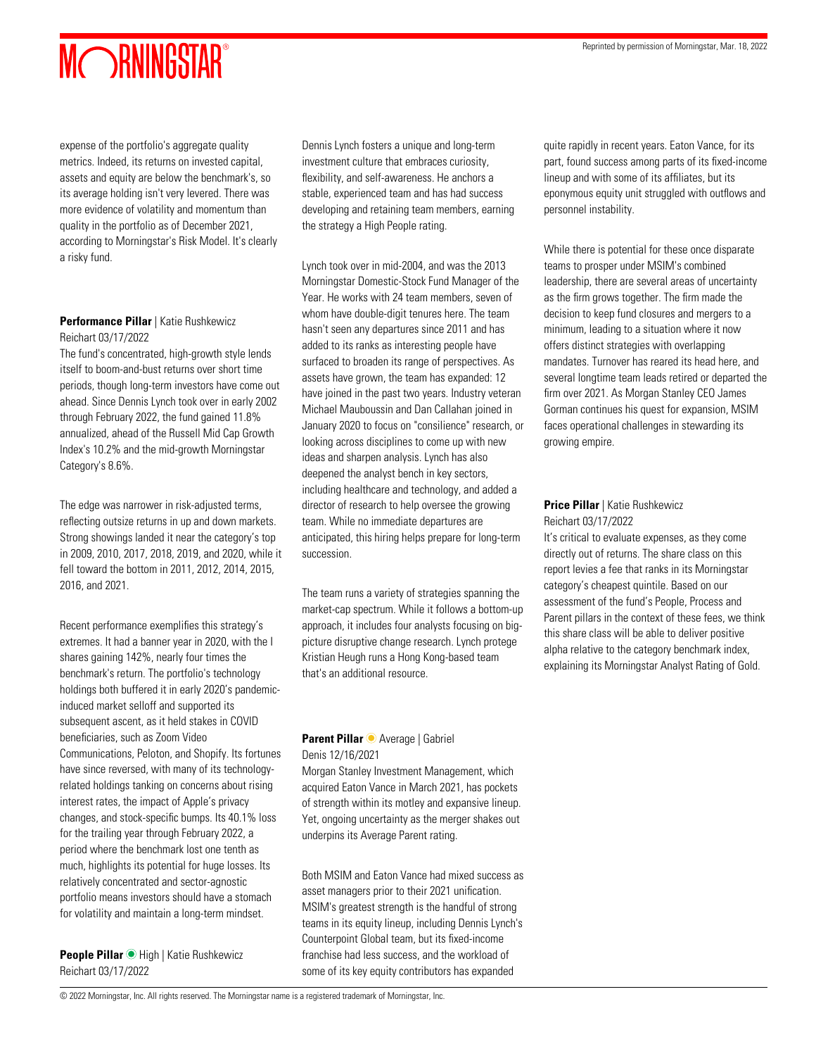expense of the portfolio's aggregate quality metrics. Indeed, its returns on invested capital, assets and equity are below the benchmark's, so its average holding isn't very levered. There was more evidence of volatility and momentum than quality in the portfolio as of December 2021, according to Morningstar's Risk Model. It's clearly a risky fund.

**Performance Pillar** | Katie Rushkewicz Reichart 03/17/2022

The fund's concentrated, high-growth style lends itself to boom-and-bust returns over short time periods, though long-term investors have come out ahead. Since Dennis Lynch took over in early 2002 through February 2022, the fund gained 11.8% annualized, ahead of the Russell Mid Cap Growth Index's 10.2% and the mid-growth Morningstar Category's 8.6%.

The edge was narrower in risk-adjusted terms, reflecting outsize returns in up and down markets. Strong showings landed it near the category's top in 2009, 2010, 2017, 2018, 2019, and 2020, while it fell toward the bottom in 2011, 2012, 2014, 2015, 2016, and 2021.

Recent performance exemplifies this strategy's extremes. It had a banner year in 2020, with the I shares gaining 142%, nearly four times the benchmark's return. The portfolio's technology holdings both buffered it in early 2020's pandemic-induced market selloff and supported its subsequent ascent, as it held stakes in COVID beneficiaries, such as Zoom Video Communications, Peloton, and Shopify. Its fortunes have since reversed, with many of its technology-related holdings tanking on concerns about rising interest rates, the impact of Apple's privacy changes, and stock-specific bumps. Its 40.1% loss for the trailing year through February 2022, a period where the benchmark lost one tenth as much, highlights its potential for huge losses. Its relatively concentrated and sector-agnostic portfolio means investors should have a stomach for volatility and maintain a long-term mindset.

**People Pillar** High | Katie Rushkewicz Reichart 03/17/2022

Dennis Lynch fosters a unique and long-term investment culture that embraces curiosity, flexibility, and self-awareness. He anchors a stable, experienced team and has had success developing and retaining team members, earning the strategy a High People rating.

Lynch took over in mid-2004, and was the 2013 Morningstar Domestic-Stock Fund Manager of the Year. He works with 24 team members, seven of whom have double-digit tenures here. The team hasn't seen any departures since 2011 and has added to its ranks as interesting people have surfaced to broaden its range of perspectives. As assets have grown, the team has expanded: 12 have joined in the past two years. Industry veteran Michael Mauboussin and Dan Callahan joined in January 2020 to focus on "consilience" research, or looking across disciplines to come up with new ideas and sharpen analysis. Lynch has also deepened the analyst bench in key sectors, including healthcare and technology, and added a director of research to help oversee the growing team. While no immediate departures are anticipated, this hiring helps prepare for long-term succession.

The team runs a variety of strategies spanning the market-cap spectrum. While it follows a bottom-up approach, it includes four analysts focusing on big-picture disruptive change research. Lynch protege Kristian Heugh runs a Hong Kong-based team that's an additional resource.

**Parent Pillar** Average | Gabriel Denis 12/16/2021

Morgan Stanley Investment Management, which acquired Eaton Vance in March 2021, has pockets of strength within its motley and expansive lineup. Yet, ongoing uncertainty as the merger shakes out underpins its Average Parent rating.

Both MSIM and Eaton Vance had mixed success as asset managers prior to their 2021 unification. MSIM's greatest strength is the handful of strong teams in its equity lineup, including Dennis Lynch's Counterpoint Global team, but its fixed-income franchise had less success, and the workload of some of its key equity contributors has expanded quite rapidly in recent years. Eaton Vance, for its part, found success among parts of its fixed-income lineup and with some of its affiliates, but its eponymous equity unit struggled with outflows and personnel instability.

While there is potential for these once disparate teams to prosper under MSIM's combined leadership, there are several areas of uncertainty as the firm grows together. The firm made the decision to keep fund closures and mergers to a minimum, leading to a situation where it now offers distinct strategies with overlapping mandates. Turnover has reared its head here, and several longtime team leads retired or departed the firm over 2021. As Morgan Stanley CEO James Gorman continues his quest for expansion, MSIM faces operational challenges in stewarding its growing empire.

**Price Pillar** | Katie Rushkewicz Reichart 03/17/2022

It's critical to evaluate expenses, as they come directly out of returns. The share class on this report levies a fee that ranks in its Morningstar category's cheapest quintile. Based on our assessment of the fund's People, Process and Parent pillars in the context of these fees, we think this share class will be able to deliver positive alpha relative to the category benchmark index, explaining its Morningstar Analyst Rating of Gold.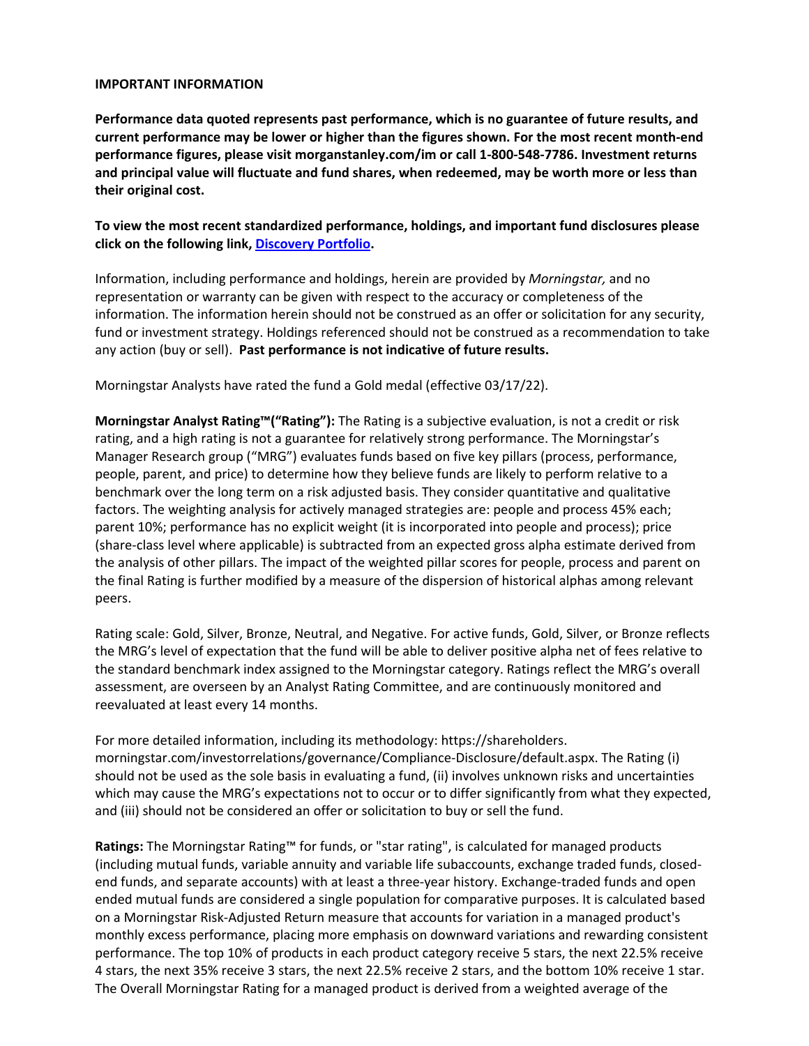**IMPORTANT INFORMATION**

**Performance data quoted represents past performance, which is no guarantee of future results, and current performance may be lower or higher than the figures shown. For the most recent month-end performance figures, please visit morganstanley.com/im or call 1-800-548-7786. Investment returns and principal value will fluctuate and fund shares, when redeemed, may be worth more or less than their original cost.**

**To view the most recent standardized performance, holdings, and important fund disclosures please click on the following link, Discovery Portfolio.**

Information, including performance and holdings, herein are provided by *Morningstar,* and no representation or warranty can be given with respect to the accuracy or completeness of the information. The information herein should not be construed as an offer or solicitation for any security, fund or investment strategy. Holdings referenced should not be construed as a recommendation to take any action (buy or sell). **Past performance is not indicative of future results.**

Morningstar Analysts have rated the fund a Gold medal (effective 03/17/22).

**Morningstar Analyst Rating™("Rating"):** The Rating is a subjective evaluation, is not a credit or risk rating, and a high rating is not a guarantee for relatively strong performance. The Morningstar's Manager Research group ("MRG") evaluates funds based on five key pillars (process, performance, people, parent, and price) to determine how they believe funds are likely to perform relative to a benchmark over the long term on a risk adjusted basis. They consider quantitative and qualitative factors. The weighting analysis for actively managed strategies are: people and process 45% each; parent 10%; performance has no explicit weight (it is incorporated into people and process); price (share-class level where applicable) is subtracted from an expected gross alpha estimate derived from the analysis of other pillars. The impact of the weighted pillar scores for people, process and parent on the final Rating is further modified by a measure of the dispersion of historical alphas among relevant peers.

Rating scale: Gold, Silver, Bronze, Neutral, and Negative. For active funds, Gold, Silver, or Bronze reflects the MRG's level of expectation that the fund will be able to deliver positive alpha net of fees relative to the standard benchmark index assigned to the Morningstar category. Ratings reflect the MRG's overall assessment, are overseen by an Analyst Rating Committee, and are continuously monitored and reevaluated at least every 14 months.

For more detailed information, including its methodology: https://shareholders.morningstar.com/investorrelations/governance/Compliance-Disclosure/default.aspx. The Rating (i) should not be used as the sole basis in evaluating a fund, (ii) involves unknown risks and uncertainties which may cause the MRG's expectations not to occur or to differ significantly from what they expected, and (iii) should not be considered an offer or solicitation to buy or sell the fund.

**Ratings:** The Morningstar Rating™ for funds, or "star rating", is calculated for managed products (including mutual funds, variable annuity and variable life subaccounts, exchange traded funds, closed-end funds, and separate accounts) with at least a three-year history. Exchange-traded funds and open ended mutual funds are considered a single population for comparative purposes. It is calculated based on a Morningstar Risk-Adjusted Return measure that accounts for variation in a managed product's monthly excess performance, placing more emphasis on downward variations and rewarding consistent performance. The top 10% of products in each product category receive 5 stars, the next 22.5% receive 4 stars, the next 35% receive 3 stars, the next 22.5% receive 2 stars, and the bottom 10% receive 1 star. The Overall Morningstar Rating for a managed product is derived from a weighted average of the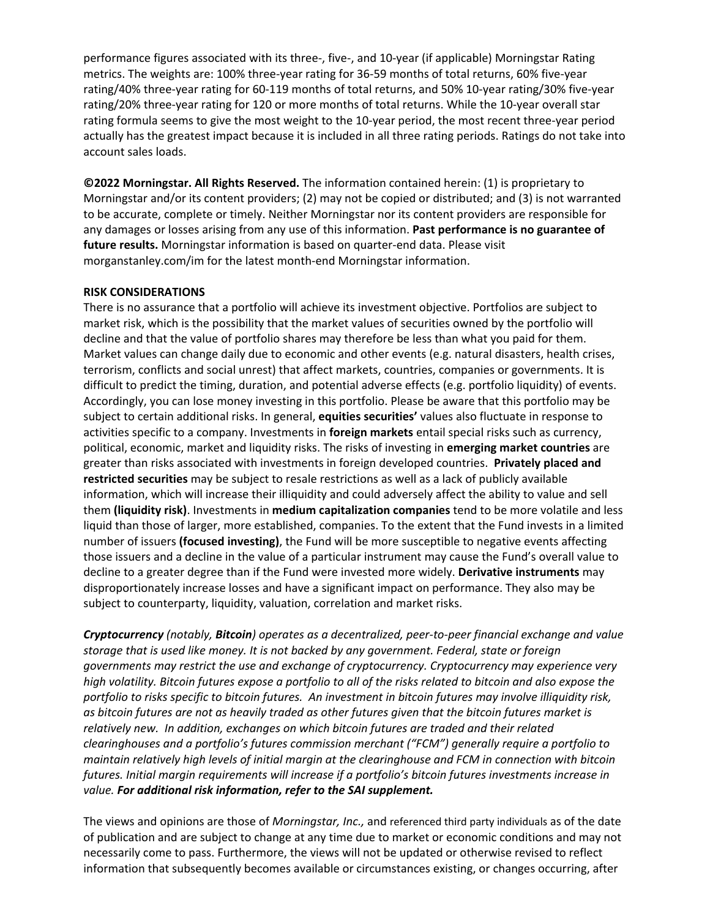performance figures associated with its three-, five-, and 10-year (if applicable) Morningstar Rating metrics. The weights are: 100% three-year rating for 36-59 months of total returns, 60% five-year rating/40% three-year rating for 60-119 months of total returns, and 50% 10-year rating/30% five-year rating/20% three-year rating for 120 or more months of total returns. While the 10-year overall star rating formula seems to give the most weight to the 10-year period, the most recent three-year period actually has the greatest impact because it is included in all three rating periods. Ratings do not take into account sales loads.

**©2022 Morningstar. All Rights Reserved.** The information contained herein: (1) is proprietary to Morningstar and/or its content providers; (2) may not be copied or distributed; and (3) is not warranted to be accurate, complete or timely. Neither Morningstar nor its content providers are responsible for any damages or losses arising from any use of this information. **Past performance is no guarantee of future results.** Morningstar information is based on quarter-end data. Please visit morganstanley.com/im for the latest month-end Morningstar information.

**RISK CONSIDERATIONS**

There is no assurance that a portfolio will achieve its investment objective. Portfolios are subject to market risk, which is the possibility that the market values of securities owned by the portfolio will decline and that the value of portfolio shares may therefore be less than what you paid for them. Market values can change daily due to economic and other events (e.g. natural disasters, health crises, terrorism, conflicts and social unrest) that affect markets, countries, companies or governments. It is difficult to predict the timing, duration, and potential adverse effects (e.g. portfolio liquidity) of events. Accordingly, you can lose money investing in this portfolio. Please be aware that this portfolio may be subject to certain additional risks. In general, **equities securities'** values also fluctuate in response to activities specific to a company. Investments in **foreign markets** entail special risks such as currency, political, economic, market and liquidity risks. The risks of investing in **emerging market countries** are greater than risks associated with investments in foreign developed countries. **Privately placed and restricted securities** may be subject to resale restrictions as well as a lack of publicly available information, which will increase their illiquidity and could adversely affect the ability to value and sell them **(liquidity risk)**. Investments in **medium capitalization companies** tend to be more volatile and less liquid than those of larger, more established, companies. To the extent that the Fund invests in a limited number of issuers **(focused investing)**, the Fund will be more susceptible to negative events affecting those issuers and a decline in the value of a particular instrument may cause the Fund's overall value to decline to a greater degree than if the Fund were invested more widely. **Derivative instruments** may disproportionately increase losses and have a significant impact on performance. They also may be subject to counterparty, liquidity, valuation, correlation and market risks.

***Cryptocurrency*** *(notably,* ***Bitcoin****) operates as a decentralized, peer-to-peer financial exchange and value storage that is used like money. It is not backed by any government. Federal, state or foreign governments may restrict the use and exchange of cryptocurrency. Cryptocurrency may experience very high volatility. Bitcoin futures expose a portfolio to all of the risks related to bitcoin and also expose the portfolio to risks specific to bitcoin futures. An investment in bitcoin futures may involve illiquidity risk, as bitcoin futures are not as heavily traded as other futures given that the bitcoin futures market is relatively new. In addition, exchanges on which bitcoin futures are traded and their related clearinghouses and a portfolio's futures commission merchant ("FCM") generally require a portfolio to maintain relatively high levels of initial margin at the clearinghouse and FCM in connection with bitcoin futures. Initial margin requirements will increase if a portfolio's bitcoin futures investments increase in value.* ***For additional risk information, refer to the SAI supplement.***

The views and opinions are those of *Morningstar, Inc.,* and referenced third party individuals as of the date of publication and are subject to change at any time due to market or economic conditions and may not necessarily come to pass. Furthermore, the views will not be updated or otherwise revised to reflect information that subsequently becomes available or circumstances existing, or changes occurring, after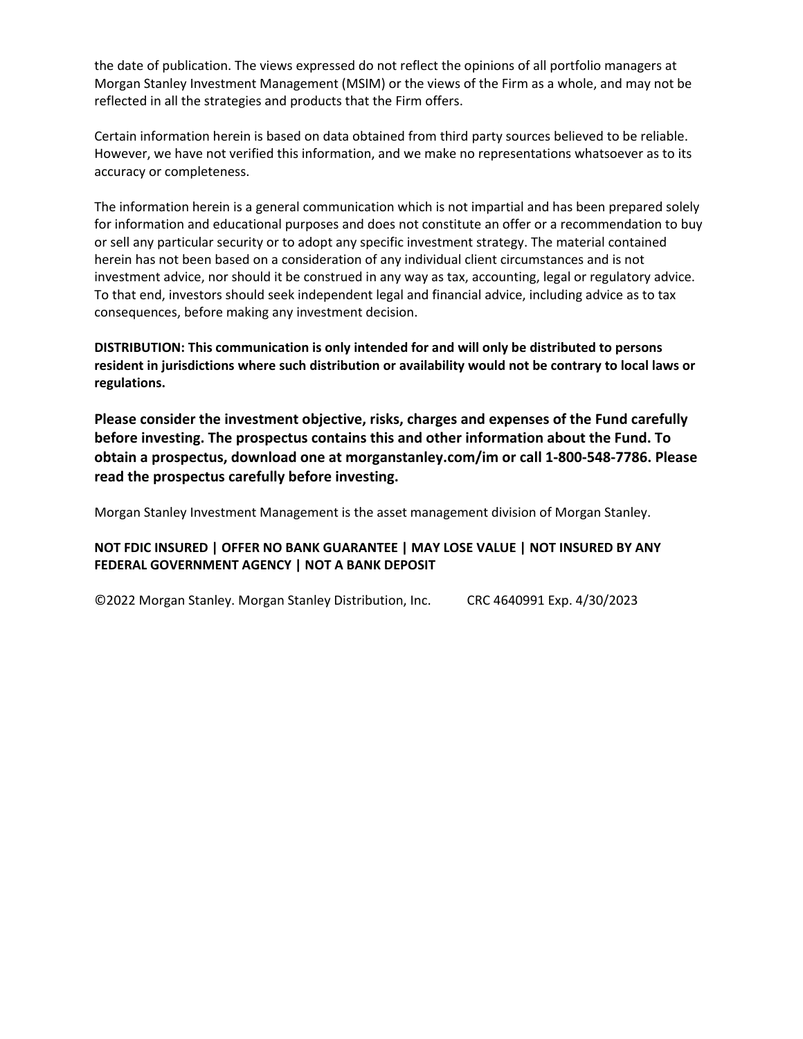the date of publication. The views expressed do not reflect the opinions of all portfolio managers at Morgan Stanley Investment Management (MSIM) or the views of the Firm as a whole, and may not be reflected in all the strategies and products that the Firm offers.

Certain information herein is based on data obtained from third party sources believed to be reliable. However, we have not verified this information, and we make no representations whatsoever as to its accuracy or completeness.

The information herein is a general communication which is not impartial and has been prepared solely for information and educational purposes and does not constitute an offer or a recommendation to buy or sell any particular security or to adopt any specific investment strategy. The material contained herein has not been based on a consideration of any individual client circumstances and is not investment advice, nor should it be construed in any way as tax, accounting, legal or regulatory advice. To that end, investors should seek independent legal and financial advice, including advice as to tax consequences, before making any investment decision.

**DISTRIBUTION: This communication is only intended for and will only be distributed to persons resident in jurisdictions where such distribution or availability would not be contrary to local laws or regulations.**

**Please consider the investment objective, risks, charges and expenses of the Fund carefully before investing. The prospectus contains this and other information about the Fund. To obtain a prospectus, download one at morganstanley.com/im or call 1-800-548-7786. Please read the prospectus carefully before investing.**

Morgan Stanley Investment Management is the asset management division of Morgan Stanley.

**NOT FDIC INSURED | OFFER NO BANK GUARANTEE | MAY LOSE VALUE | NOT INSURED BY ANY FEDERAL GOVERNMENT AGENCY | NOT A BANK DEPOSIT**

©2022 Morgan Stanley. Morgan Stanley Distribution, Inc. CRC 4640991 Exp. 4/30/2023